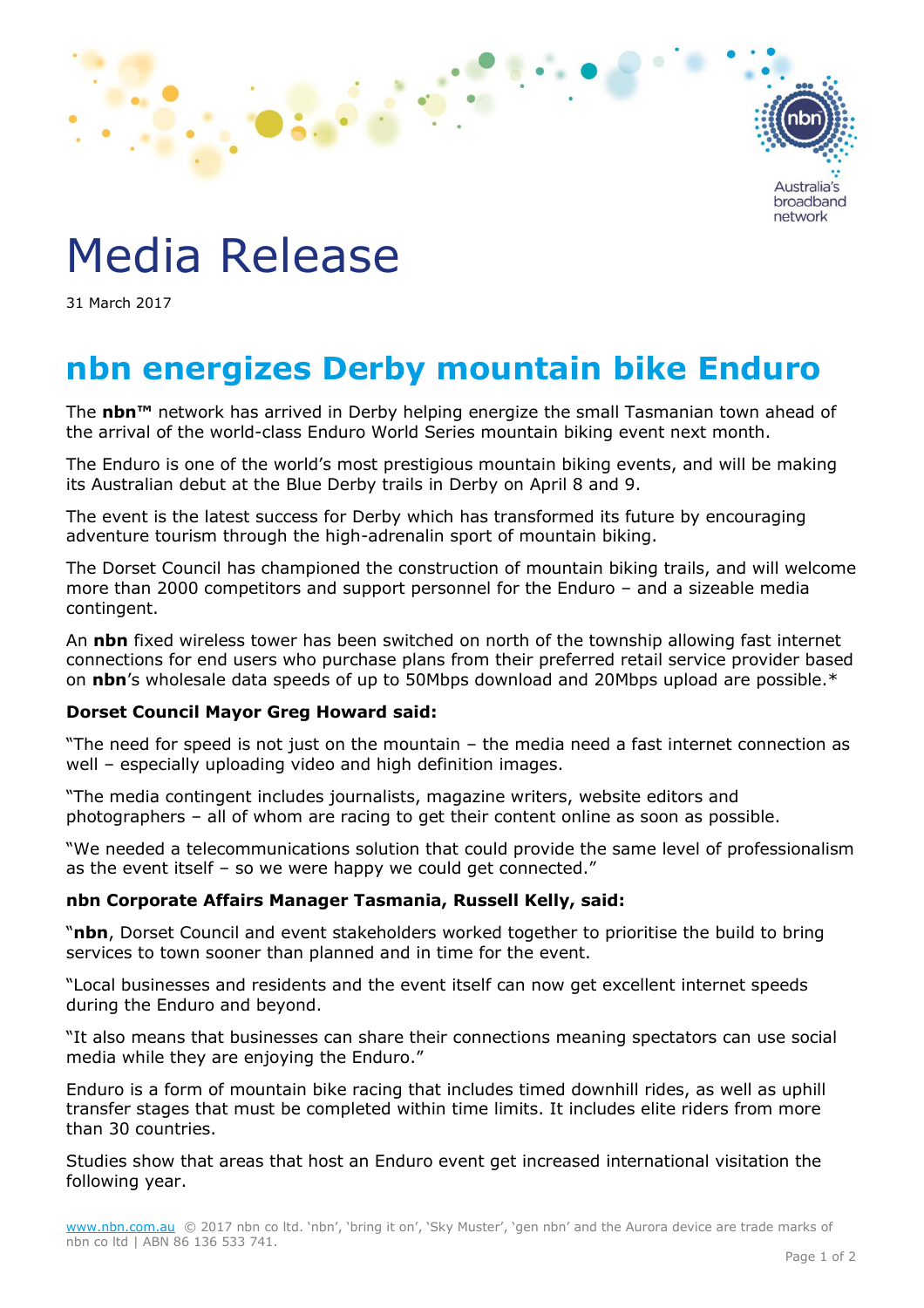Australia's broadband network

# Media Release

31 March 2017

## nbn energizes Derby mountain bike Enduro

The **nbn™** network has arrived in Derby helping energize the small Tasmanian town ahead of the arrival of the world-class Enduro World Series mountain biking event next month.

The Enduro is one of the world's most prestigious mountain biking events, and will be making its Australian debut at the Blue Derby trails in Derby on April 8 and 9.

The event is the latest success for Derby which has transformed its future by encouraging adventure tourism through the high-adrenalin sport of mountain biking.

The Dorset Council has championed the construction of mountain biking trails, and will welcome more than 2000 competitors and support personnel for the Enduro – and a sizeable media contingent.

An **nbn** fixed wireless tower has been switched on north of the township allowing fast internet connections for end users who purchase plans from their preferred retail service provider based on **nbn**'s wholesale data speeds of up to 50Mbps download and 20Mbps upload are possible.*

**Dorset Council Mayor Greg Howard said:**

"The need for speed is not just on the mountain – the media need a fast internet connection as well – especially uploading video and high definition images.

"The media contingent includes journalists, magazine writers, website editors and photographers – all of whom are racing to get their content online as soon as possible.

"We needed a telecommunications solution that could provide the same level of professionalism as the event itself – so we were happy we could get connected."

**nbn Corporate Affairs Manager Tasmania, Russell Kelly, said:**

"**nbn**, Dorset Council and event stakeholders worked together to prioritise the build to bring services to town sooner than planned and in time for the event.

"Local businesses and residents and the event itself can now get excellent internet speeds during the Enduro and beyond.

"It also means that businesses can share their connections meaning spectators can use social media while they are enjoying the Enduro."

Enduro is a form of mountain bike racing that includes timed downhill rides, as well as uphill transfer stages that must be completed within time limits. It includes elite riders from more than 30 countries.

Studies show that areas that host an Enduro event get increased international visitation the following year.

www.nbn.com.au © 2017 nbn co ltd. 'nbn', 'bring it on', 'Sky Muster', 'gen nbn' and the Aurora device are trade marks of nbn co ltd | ABN 86 136 533 741.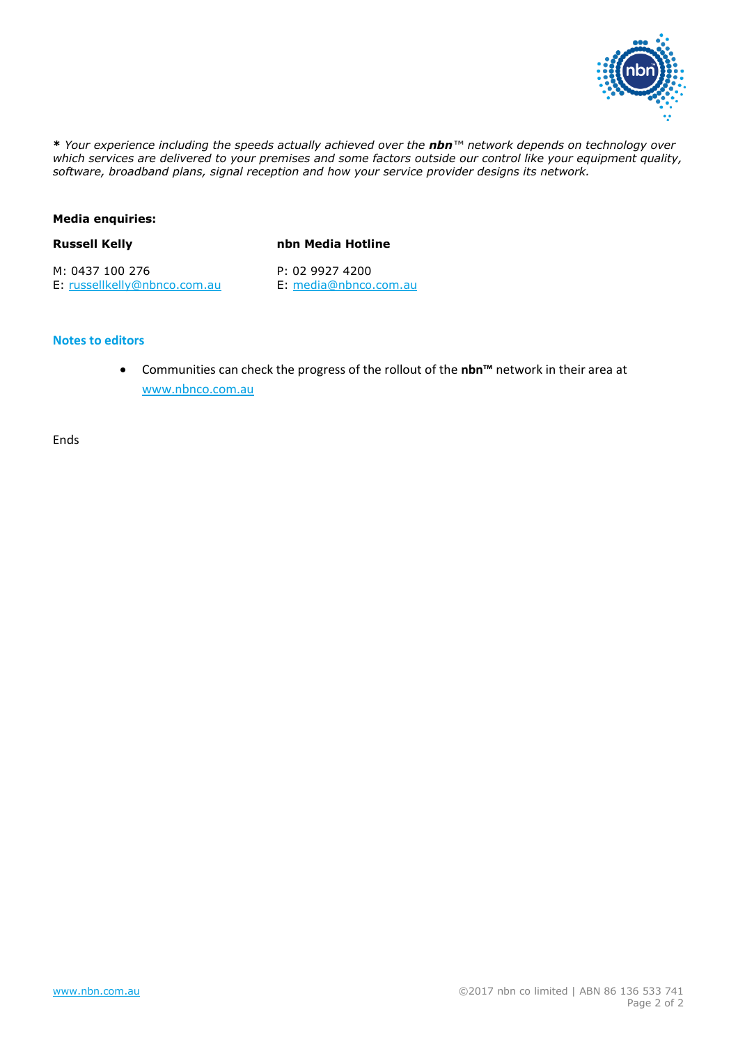*\* Your experience including the speeds actually achieved over the **nbn**™ network depends on technology over which services are delivered to your premises and some factors outside our control like your equipment quality, software, broadband plans, signal reception and how your service provider designs its network.*

**Media enquiries:**

**Russell Kelly**

M: 0437 100 276
E: russellkelly@nbnco.com.au

**nbn Media Hotline**

P: 02 9927 4200
E: media@nbnco.com.au

## Notes to editors

- Communities can check the progress of the rollout of the **nbn™** network in their area at www.nbnco.com.au

Ends